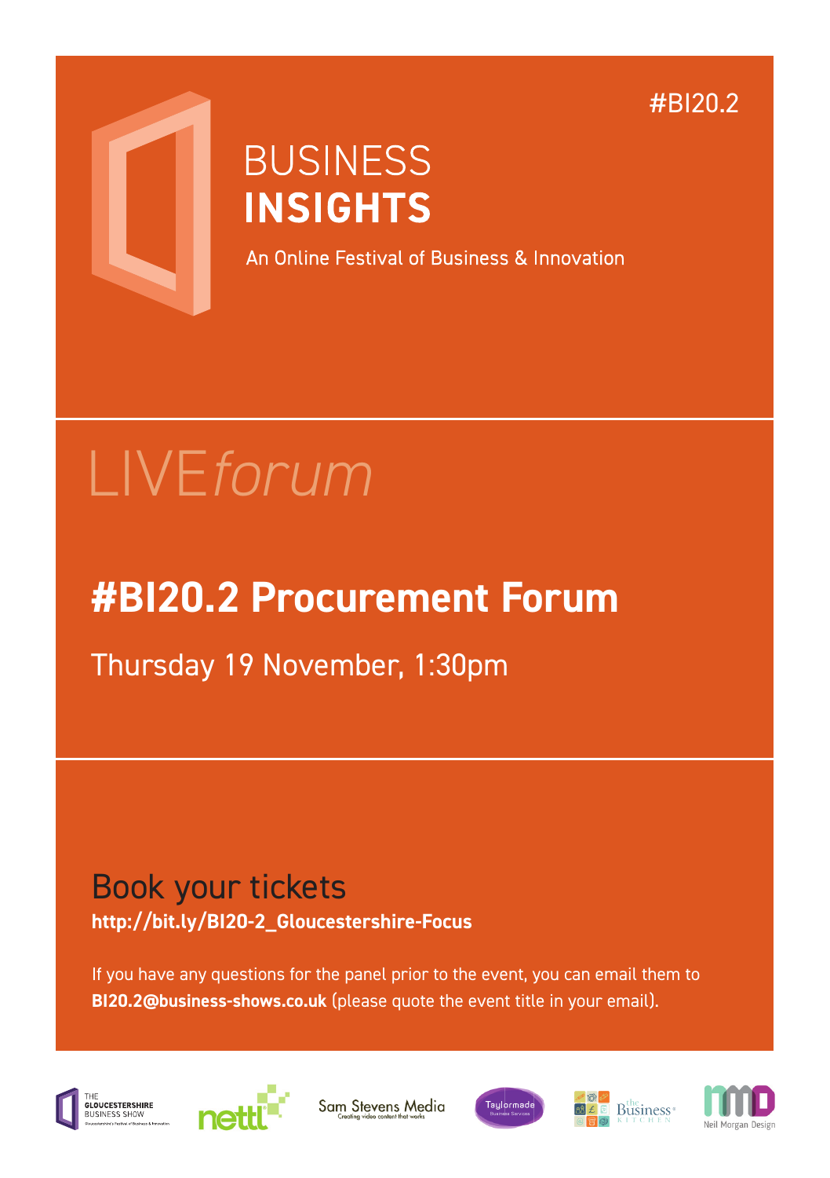#BI20.2

# BUSINESS **INSIGHTS**

An Online Festival of Business & Innovation

LIVE*forum*

## #BI20.2 Procurement Forum

Thursday 19 November, 1:30pm

### Book your tickets

**http://bit.ly/BI20-2_Gloucestershire-Focus**

If you have any questions for the panel prior to the event, you can email them to **BI20.2@business-shows.co.uk** (please quote the event title in your email).

THE GLOUCESTERSHIRE BUSINESS SHOW — Gloucestershire's Festival of Business & Innovation

nettl

Sam Stevens Media — Creating video content that works

Taylormade Business Services

the Business KITCHEN

Neil Morgan Design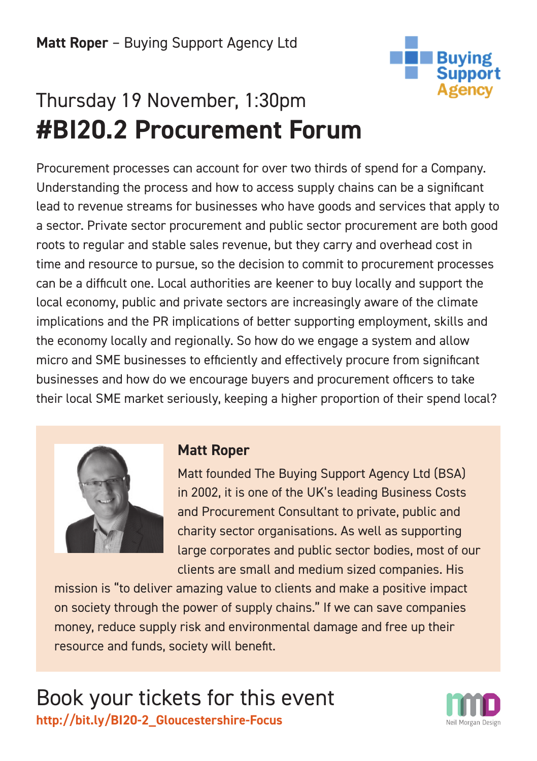**Matt Roper** – Buying Support Agency Ltd

Buying Support Agency

Thursday 19 November, 1:30pm

# #BI20.2 Procurement Forum

Procurement processes can account for over two thirds of spend for a Company. Understanding the process and how to access supply chains can be a significant lead to revenue streams for businesses who have goods and services that apply to a sector. Private sector procurement and public sector procurement are both good roots to regular and stable sales revenue, but they carry and overhead cost in time and resource to pursue, so the decision to commit to procurement processes can be a difficult one. Local authorities are keener to buy locally and support the local economy, public and private sectors are increasingly aware of the climate implications and the PR implications of better supporting employment, skills and the economy locally and regionally. So how do we engage a system and allow micro and SME businesses to efficiently and effectively procure from significant businesses and how do we encourage buyers and procurement officers to take their local SME market seriously, keeping a higher proportion of their spend local?

### Matt Roper

Matt founded The Buying Support Agency Ltd (BSA) in 2002, it is one of the UK's leading Business Costs and Procurement Consultant to private, public and charity sector organisations. As well as supporting large corporates and public sector bodies, most of our clients are small and medium sized companies. His mission is "to deliver amazing value to clients and make a positive impact on society through the power of supply chains." If we can save companies money, reduce supply risk and environmental damage and free up their resource and funds, society will benefit.

## Book your tickets for this event

**http://bit.ly/BI20-2_Gloucestershire-Focus**

Neil Morgan Design